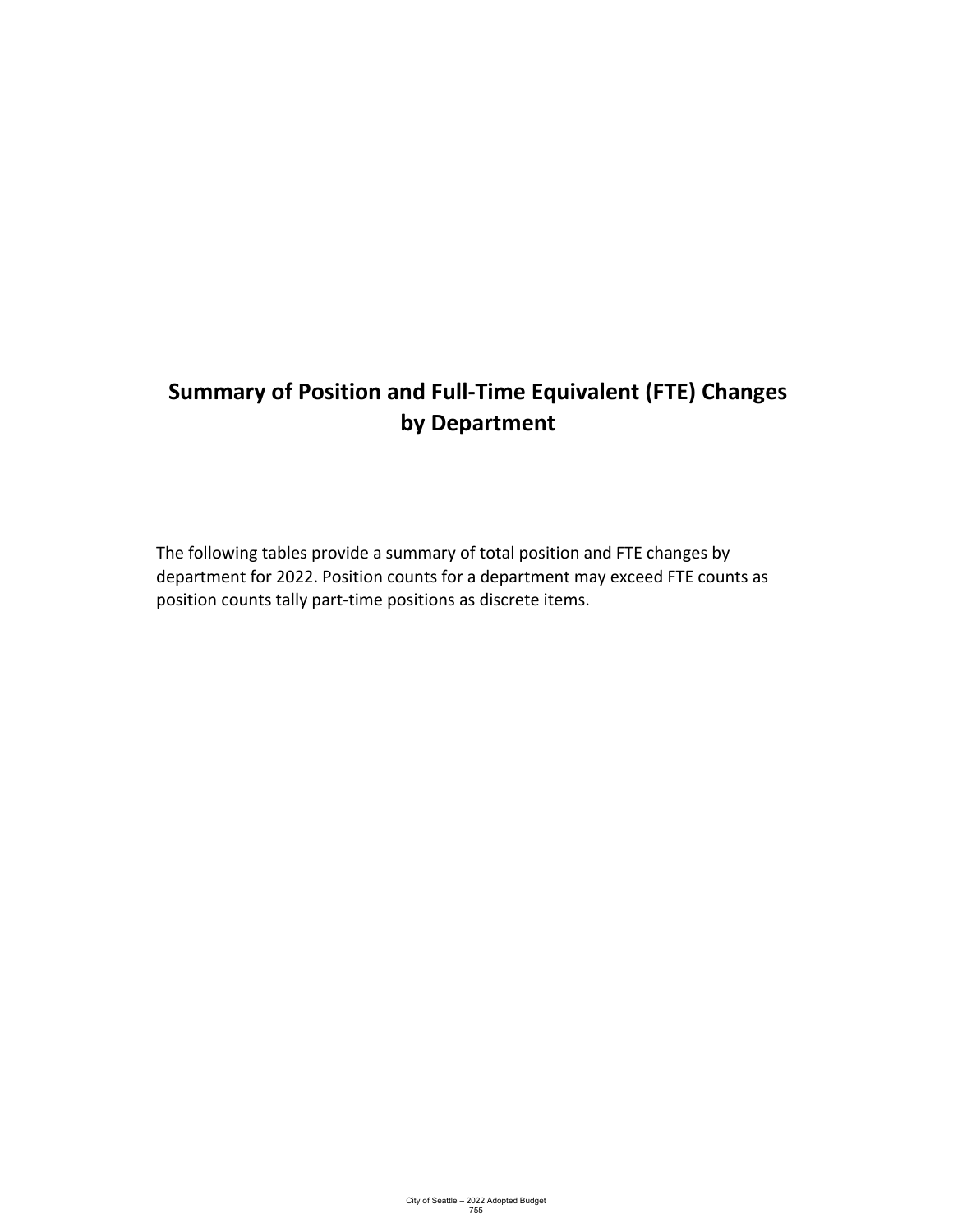# Summary of Position and Full-Time Equivalent (FTE) Changes by Department

The following tables provide a summary of total position and FTE changes by department for 2022. Position counts for a department may exceed FTE counts as position counts tally part-time positions as discrete items.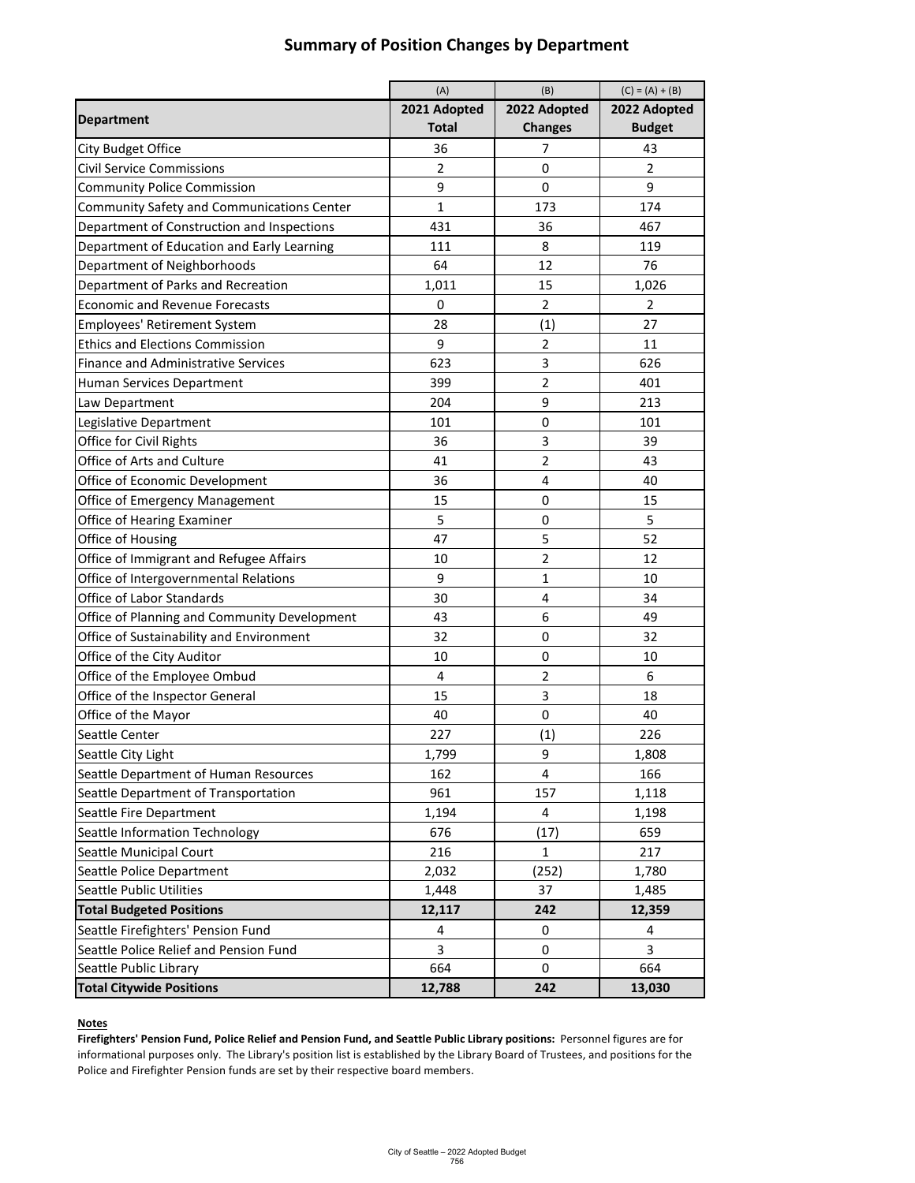# Summary of Position Changes by Department

| Department | (A) 2021 Adopted Total | (B) 2022 Adopted Changes | (C) = (A) + (B) 2022 Adopted Budget |
|---|---|---|---|
| City Budget Office | 36 | 7 | 43 |
| Civil Service Commissions | 2 | 0 | 2 |
| Community Police Commission | 9 | 0 | 9 |
| Community Safety and Communications Center | 1 | 173 | 174 |
| Department of Construction and Inspections | 431 | 36 | 467 |
| Department of Education and Early Learning | 111 | 8 | 119 |
| Department of Neighborhoods | 64 | 12 | 76 |
| Department of Parks and Recreation | 1,011 | 15 | 1,026 |
| Economic and Revenue Forecasts | 0 | 2 | 2 |
| Employees' Retirement System | 28 | (1) | 27 |
| Ethics and Elections Commission | 9 | 2 | 11 |
| Finance and Administrative Services | 623 | 3 | 626 |
| Human Services Department | 399 | 2 | 401 |
| Law Department | 204 | 9 | 213 |
| Legislative Department | 101 | 0 | 101 |
| Office for Civil Rights | 36 | 3 | 39 |
| Office of Arts and Culture | 41 | 2 | 43 |
| Office of Economic Development | 36 | 4 | 40 |
| Office of Emergency Management | 15 | 0 | 15 |
| Office of Hearing Examiner | 5 | 0 | 5 |
| Office of Housing | 47 | 5 | 52 |
| Office of Immigrant and Refugee Affairs | 10 | 2 | 12 |
| Office of Intergovernmental Relations | 9 | 1 | 10 |
| Office of Labor Standards | 30 | 4 | 34 |
| Office of Planning and Community Development | 43 | 6 | 49 |
| Office of Sustainability and Environment | 32 | 0 | 32 |
| Office of the City Auditor | 10 | 0 | 10 |
| Office of the Employee Ombud | 4 | 2 | 6 |
| Office of the Inspector General | 15 | 3 | 18 |
| Office of the Mayor | 40 | 0 | 40 |
| Seattle Center | 227 | (1) | 226 |
| Seattle City Light | 1,799 | 9 | 1,808 |
| Seattle Department of Human Resources | 162 | 4 | 166 |
| Seattle Department of Transportation | 961 | 157 | 1,118 |
| Seattle Fire Department | 1,194 | 4 | 1,198 |
| Seattle Information Technology | 676 | (17) | 659 |
| Seattle Municipal Court | 216 | 1 | 217 |
| Seattle Police Department | 2,032 | (252) | 1,780 |
| Seattle Public Utilities | 1,448 | 37 | 1,485 |
| **Total Budgeted Positions** | **12,117** | **242** | **12,359** |
| Seattle Firefighters' Pension Fund | 4 | 0 | 4 |
| Seattle Police Relief and Pension Fund | 3 | 0 | 3 |
| Seattle Public Library | 664 | 0 | 664 |
| **Total Citywide Positions** | **12,788** | **242** | **13,030** |

**Notes**

**Firefighters' Pension Fund, Police Relief and Pension Fund, and Seattle Public Library positions:** Personnel figures are for informational purposes only. The Library's position list is established by the Library Board of Trustees, and positions for the Police and Firefighter Pension funds are set by their respective board members.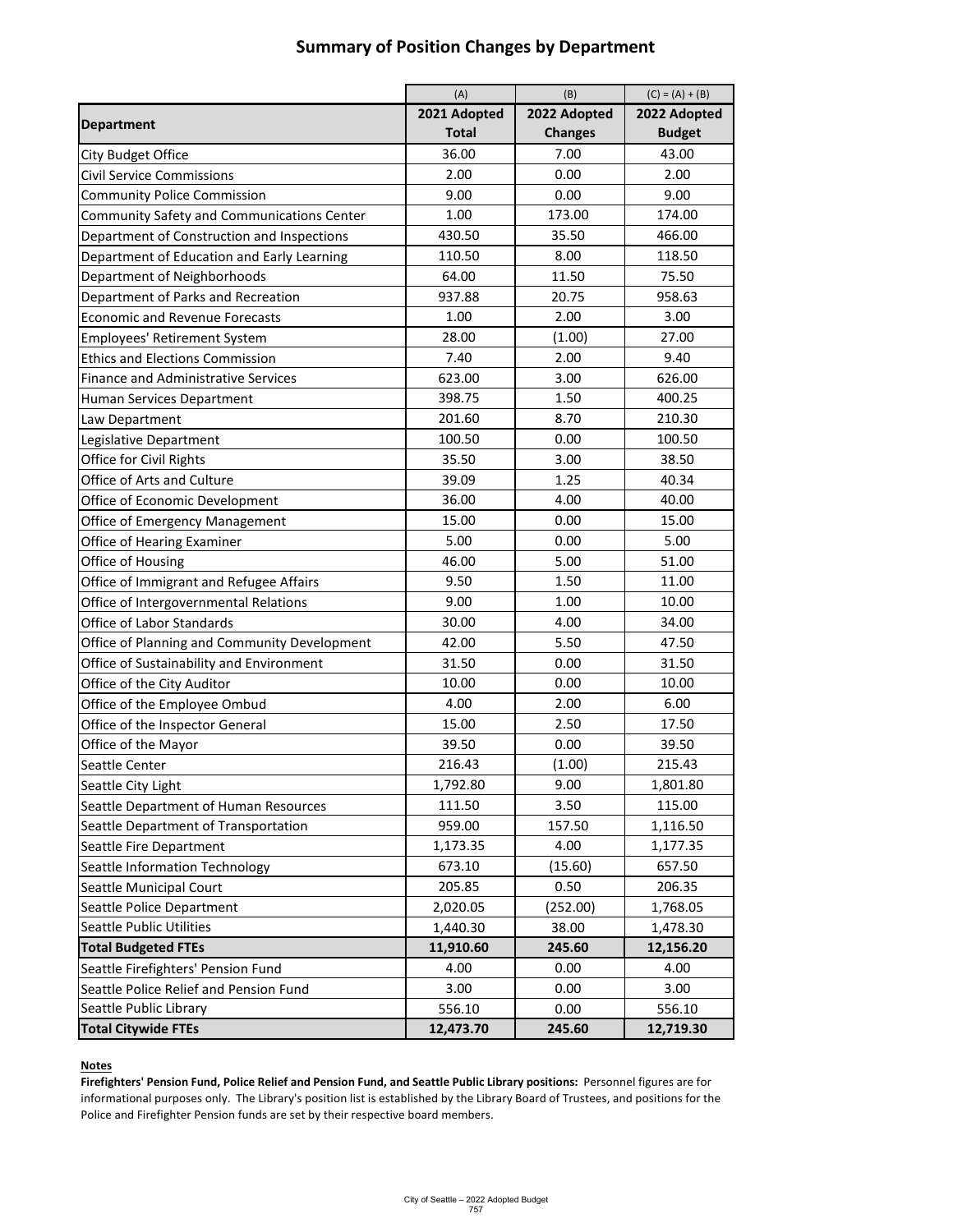## Summary of Position Changes by Department

| | (A) | (B) | (C) = (A) + (B) |
|---|---|---|---|
| **Department** | **2021 Adopted Total** | **2022 Adopted Changes** | **2022 Adopted Budget** |
| City Budget Office | 36.00 | 7.00 | 43.00 |
| Civil Service Commissions | 2.00 | 0.00 | 2.00 |
| Community Police Commission | 9.00 | 0.00 | 9.00 |
| Community Safety and Communications Center | 1.00 | 173.00 | 174.00 |
| Department of Construction and Inspections | 430.50 | 35.50 | 466.00 |
| Department of Education and Early Learning | 110.50 | 8.00 | 118.50 |
| Department of Neighborhoods | 64.00 | 11.50 | 75.50 |
| Department of Parks and Recreation | 937.88 | 20.75 | 958.63 |
| Economic and Revenue Forecasts | 1.00 | 2.00 | 3.00 |
| Employees' Retirement System | 28.00 | (1.00) | 27.00 |
| Ethics and Elections Commission | 7.40 | 2.00 | 9.40 |
| Finance and Administrative Services | 623.00 | 3.00 | 626.00 |
| Human Services Department | 398.75 | 1.50 | 400.25 |
| Law Department | 201.60 | 8.70 | 210.30 |
| Legislative Department | 100.50 | 0.00 | 100.50 |
| Office for Civil Rights | 35.50 | 3.00 | 38.50 |
| Office of Arts and Culture | 39.09 | 1.25 | 40.34 |
| Office of Economic Development | 36.00 | 4.00 | 40.00 |
| Office of Emergency Management | 15.00 | 0.00 | 15.00 |
| Office of Hearing Examiner | 5.00 | 0.00 | 5.00 |
| Office of Housing | 46.00 | 5.00 | 51.00 |
| Office of Immigrant and Refugee Affairs | 9.50 | 1.50 | 11.00 |
| Office of Intergovernmental Relations | 9.00 | 1.00 | 10.00 |
| Office of Labor Standards | 30.00 | 4.00 | 34.00 |
| Office of Planning and Community Development | 42.00 | 5.50 | 47.50 |
| Office of Sustainability and Environment | 31.50 | 0.00 | 31.50 |
| Office of the City Auditor | 10.00 | 0.00 | 10.00 |
| Office of the Employee Ombud | 4.00 | 2.00 | 6.00 |
| Office of the Inspector General | 15.00 | 2.50 | 17.50 |
| Office of the Mayor | 39.50 | 0.00 | 39.50 |
| Seattle Center | 216.43 | (1.00) | 215.43 |
| Seattle City Light | 1,792.80 | 9.00 | 1,801.80 |
| Seattle Department of Human Resources | 111.50 | 3.50 | 115.00 |
| Seattle Department of Transportation | 959.00 | 157.50 | 1,116.50 |
| Seattle Fire Department | 1,173.35 | 4.00 | 1,177.35 |
| Seattle Information Technology | 673.10 | (15.60) | 657.50 |
| Seattle Municipal Court | 205.85 | 0.50 | 206.35 |
| Seattle Police Department | 2,020.05 | (252.00) | 1,768.05 |
| Seattle Public Utilities | 1,440.30 | 38.00 | 1,478.30 |
| **Total Budgeted FTEs** | **11,910.60** | **245.60** | **12,156.20** |
| Seattle Firefighters' Pension Fund | 4.00 | 0.00 | 4.00 |
| Seattle Police Relief and Pension Fund | 3.00 | 0.00 | 3.00 |
| Seattle Public Library | 556.10 | 0.00 | 556.10 |
| **Total Citywide FTEs** | **12,473.70** | **245.60** | **12,719.30** |

**Notes**

**Firefighters' Pension Fund, Police Relief and Pension Fund, and Seattle Public Library positions:** Personnel figures are for informational purposes only. The Library's position list is established by the Library Board of Trustees, and positions for the Police and Firefighter Pension funds are set by their respective board members.